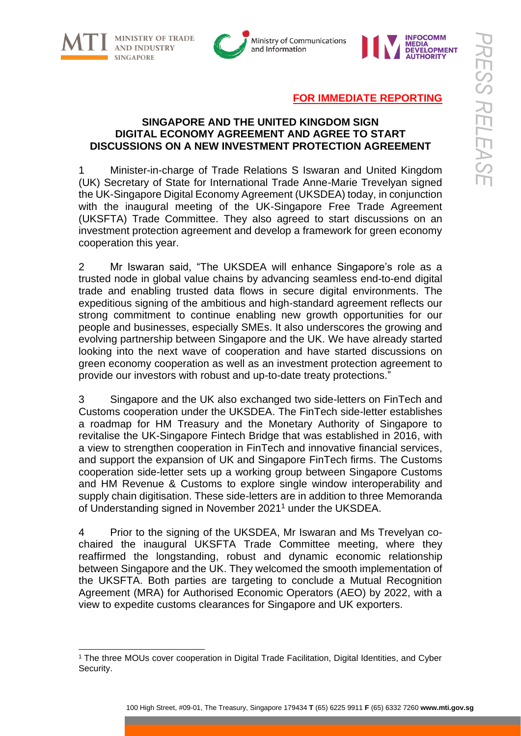**FOR IMMEDIATE REPORTING**

# SINGAPORE AND THE UNITED KINGDOM SIGN DIGITAL ECONOMY AGREEMENT AND AGREE TO START DISCUSSIONS ON A NEW INVESTMENT PROTECTION AGREEMENT

1 Minister-in-charge of Trade Relations S Iswaran and United Kingdom (UK) Secretary of State for International Trade Anne-Marie Trevelyan signed the UK-Singapore Digital Economy Agreement (UKSDEA) today, in conjunction with the inaugural meeting of the UK-Singapore Free Trade Agreement (UKSFTA) Trade Committee. They also agreed to start discussions on an investment protection agreement and develop a framework for green economy cooperation this year.

2 Mr Iswaran said, "The UKSDEA will enhance Singapore's role as a trusted node in global value chains by advancing seamless end-to-end digital trade and enabling trusted data flows in secure digital environments. The expeditious signing of the ambitious and high-standard agreement reflects our strong commitment to continue enabling new growth opportunities for our people and businesses, especially SMEs. It also underscores the growing and evolving partnership between Singapore and the UK. We have already started looking into the next wave of cooperation and have started discussions on green economy cooperation as well as an investment protection agreement to provide our investors with robust and up-to-date treaty protections."

3 Singapore and the UK also exchanged two side-letters on FinTech and Customs cooperation under the UKSDEA. The FinTech side-letter establishes a roadmap for HM Treasury and the Monetary Authority of Singapore to revitalise the UK-Singapore Fintech Bridge that was established in 2016, with a view to strengthen cooperation in FinTech and innovative financial services, and support the expansion of UK and Singapore FinTech firms. The Customs cooperation side-letter sets up a working group between Singapore Customs and HM Revenue & Customs to explore single window interoperability and supply chain digitisation. These side-letters are in addition to three Memoranda of Understanding signed in November 2021[1] under the UKSDEA.

4 Prior to the signing of the UKSDEA, Mr Iswaran and Ms Trevelyan co-chaired the inaugural UKSFTA Trade Committee meeting, where they reaffirmed the longstanding, robust and dynamic economic relationship between Singapore and the UK. They welcomed the smooth implementation of the UKSFTA. Both parties are targeting to conclude a Mutual Recognition Agreement (MRA) for Authorised Economic Operators (AEO) by 2022, with a view to expedite customs clearances for Singapore and UK exporters.

[1] The three MOUs cover cooperation in Digital Trade Facilitation, Digital Identities, and Cyber Security.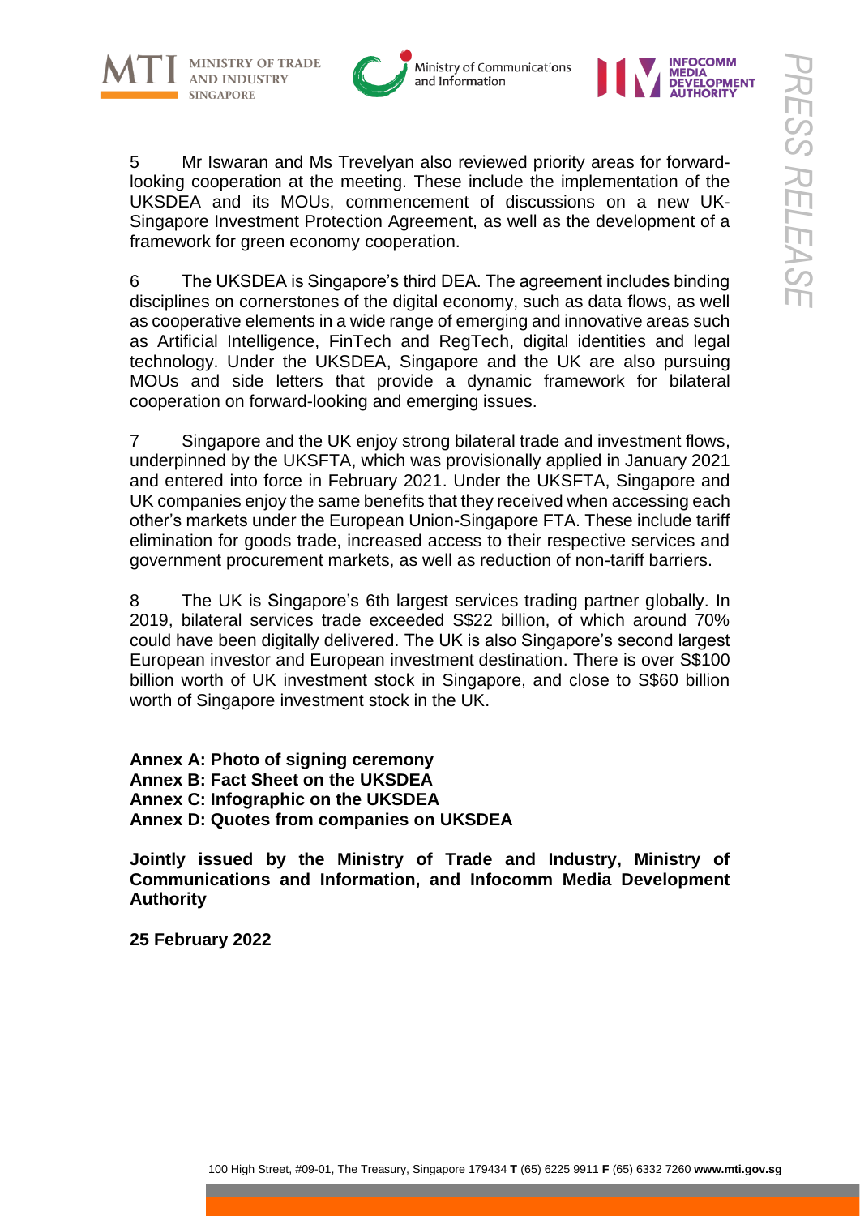5 Mr Iswaran and Ms Trevelyan also reviewed priority areas for forward-looking cooperation at the meeting. These include the implementation of the UKSDEA and its MOUs, commencement of discussions on a new UK-Singapore Investment Protection Agreement, as well as the development of a framework for green economy cooperation.

6 The UKSDEA is Singapore's third DEA. The agreement includes binding disciplines on cornerstones of the digital economy, such as data flows, as well as cooperative elements in a wide range of emerging and innovative areas such as Artificial Intelligence, FinTech and RegTech, digital identities and legal technology. Under the UKSDEA, Singapore and the UK are also pursuing MOUs and side letters that provide a dynamic framework for bilateral cooperation on forward-looking and emerging issues.

7 Singapore and the UK enjoy strong bilateral trade and investment flows, underpinned by the UKSFTA, which was provisionally applied in January 2021 and entered into force in February 2021. Under the UKSFTA, Singapore and UK companies enjoy the same benefits that they received when accessing each other's markets under the European Union-Singapore FTA. These include tariff elimination for goods trade, increased access to their respective services and government procurement markets, as well as reduction of non-tariff barriers.

8 The UK is Singapore's 6th largest services trading partner globally. In 2019, bilateral services trade exceeded S$22 billion, of which around 70% could have been digitally delivered. The UK is also Singapore's second largest European investor and European investment destination. There is over S$100 billion worth of UK investment stock in Singapore, and close to S$60 billion worth of Singapore investment stock in the UK.

**Annex A: Photo of signing ceremony**
**Annex B: Fact Sheet on the UKSDEA**
**Annex C: Infographic on the UKSDEA**
**Annex D: Quotes from companies on UKSDEA**

**Jointly issued by the Ministry of Trade and Industry, Ministry of Communications and Information, and Infocomm Media Development Authority**

**25 February 2022**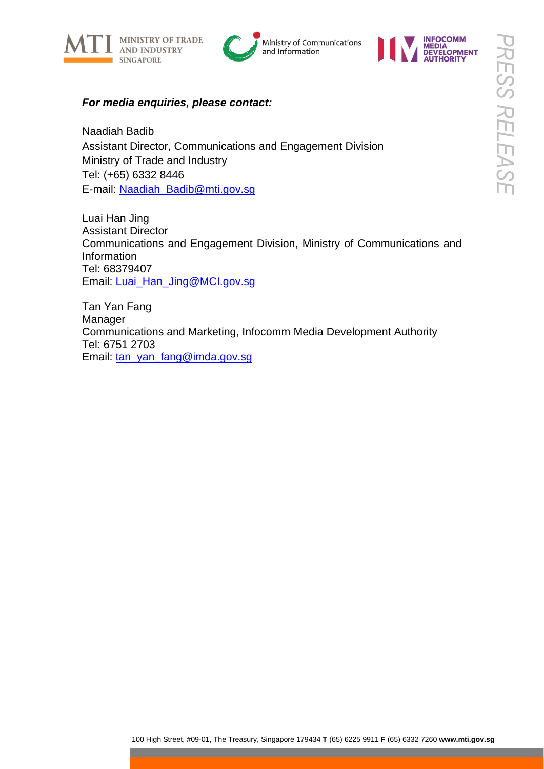***For media enquiries, please contact:***

Naadiah Badib
Assistant Director, Communications and Engagement Division
Ministry of Trade and Industry
Tel: (+65) 6332 8446
E-mail: Naadiah_Badib@mti.gov.sg

Luai Han Jing
Assistant Director
Communications and Engagement Division, Ministry of Communications and Information
Tel: 68379407
Email: Luai_Han_Jing@MCI.gov.sg

Tan Yan Fang
Manager
Communications and Marketing, Infocomm Media Development Authority
Tel: 6751 2703
Email: tan_yan_fang@imda.gov.sg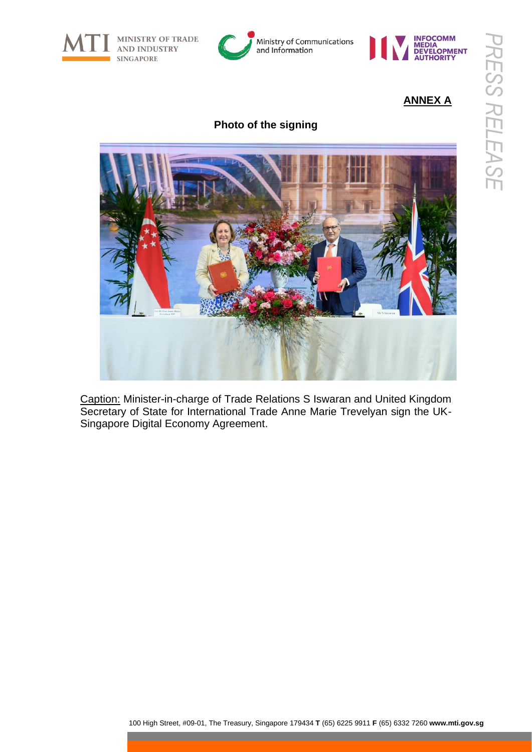**ANNEX A**

**Photo of the signing**

Caption: Minister-in-charge of Trade Relations S Iswaran and United Kingdom Secretary of State for International Trade Anne Marie Trevelyan sign the UK-Singapore Digital Economy Agreement.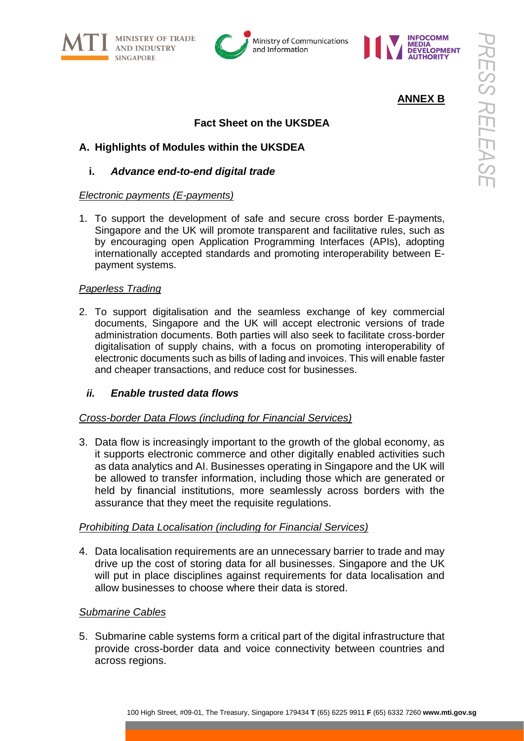**ANNEX B**

## Fact Sheet on the UKSDEA

### A. Highlights of Modules within the UKSDEA

#### i. *Advance end-to-end digital trade*

*Electronic payments (E-payments)*

1. To support the development of safe and secure cross border E-payments, Singapore and the UK will promote transparent and facilitative rules, such as by encouraging open Application Programming Interfaces (APIs), adopting internationally accepted standards and promoting interoperability between E-payment systems.

*Paperless Trading*

2. To support digitalisation and the seamless exchange of key commercial documents, Singapore and the UK will accept electronic versions of trade administration documents. Both parties will also seek to facilitate cross-border digitalisation of supply chains, with a focus on promoting interoperability of electronic documents such as bills of lading and invoices. This will enable faster and cheaper transactions, and reduce cost for businesses.

#### ii. *Enable trusted data flows*

*Cross-border Data Flows (including for Financial Services)*

3. Data flow is increasingly important to the growth of the global economy, as it supports electronic commerce and other digitally enabled activities such as data analytics and AI. Businesses operating in Singapore and the UK will be allowed to transfer information, including those which are generated or held by financial institutions, more seamlessly across borders with the assurance that they meet the requisite regulations.

*Prohibiting Data Localisation (including for Financial Services)*

4. Data localisation requirements are an unnecessary barrier to trade and may drive up the cost of storing data for all businesses. Singapore and the UK will put in place disciplines against requirements for data localisation and allow businesses to choose where their data is stored.

*Submarine Cables*

5. Submarine cable systems form a critical part of the digital infrastructure that provide cross-border data and voice connectivity between countries and across regions.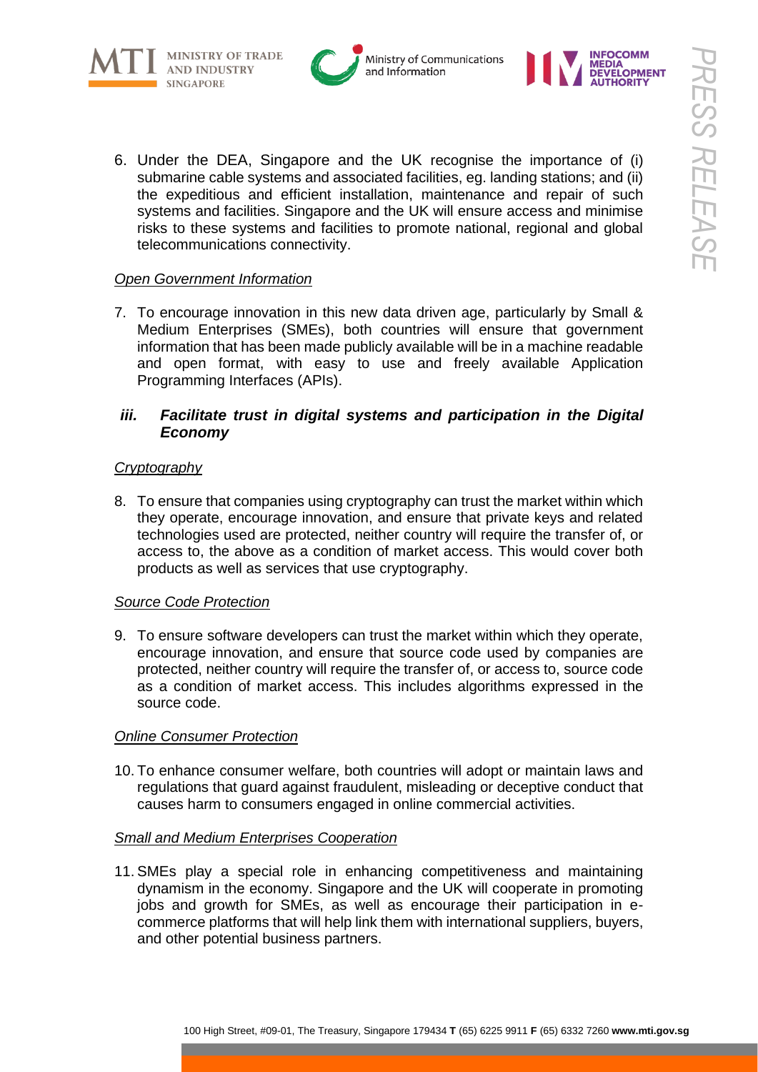6. Under the DEA, Singapore and the UK recognise the importance of (i) submarine cable systems and associated facilities, eg. landing stations; and (ii) the expeditious and efficient installation, maintenance and repair of such systems and facilities. Singapore and the UK will ensure access and minimise risks to these systems and facilities to promote national, regional and global telecommunications connectivity.

<u>*Open Government Information*</u>

7. To encourage innovation in this new data driven age, particularly by Small & Medium Enterprises (SMEs), both countries will ensure that government information that has been made publicly available will be in a machine readable and open format, with easy to use and freely available Application Programming Interfaces (APIs).

### *iii. Facilitate trust in digital systems and participation in the Digital Economy*

<u>*Cryptography*</u>

8. To ensure that companies using cryptography can trust the market within which they operate, encourage innovation, and ensure that private keys and related technologies used are protected, neither country will require the transfer of, or access to, the above as a condition of market access. This would cover both products as well as services that use cryptography.

<u>*Source Code Protection*</u>

9. To ensure software developers can trust the market within which they operate, encourage innovation, and ensure that source code used by companies are protected, neither country will require the transfer of, or access to, source code as a condition of market access. This includes algorithms expressed in the source code.

<u>*Online Consumer Protection*</u>

10. To enhance consumer welfare, both countries will adopt or maintain laws and regulations that guard against fraudulent, misleading or deceptive conduct that causes harm to consumers engaged in online commercial activities.

<u>*Small and Medium Enterprises Cooperation*</u>

11. SMEs play a special role in enhancing competitiveness and maintaining dynamism in the economy. Singapore and the UK will cooperate in promoting jobs and growth for SMEs, as well as encourage their participation in e-commerce platforms that will help link them with international suppliers, buyers, and other potential business partners.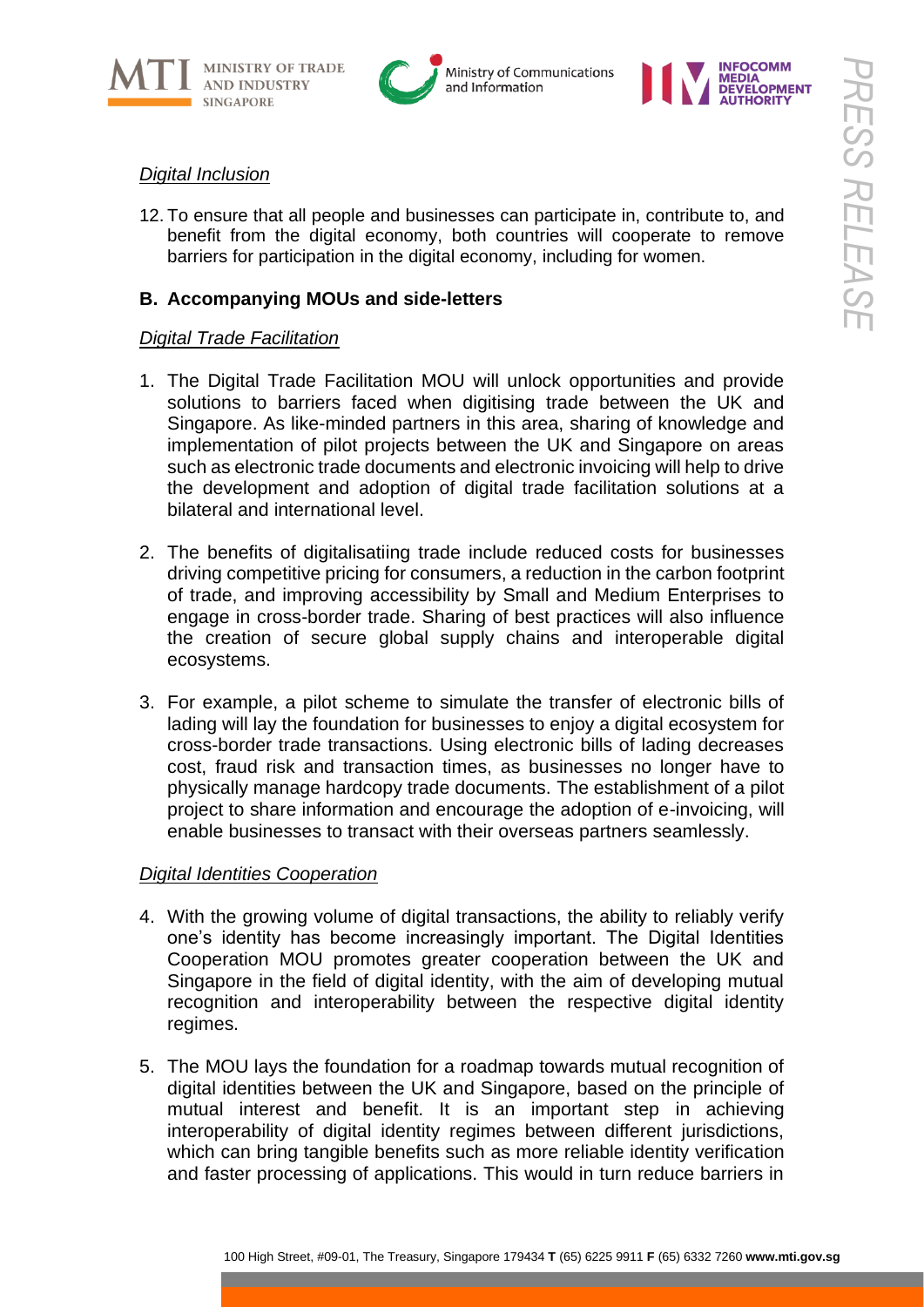*Digital Inclusion*

12. To ensure that all people and businesses can participate in, contribute to, and benefit from the digital economy, both countries will cooperate to remove barriers for participation in the digital economy, including for women.

**B. Accompanying MOUs and side-letters**

*Digital Trade Facilitation*

1. The Digital Trade Facilitation MOU will unlock opportunities and provide solutions to barriers faced when digitising trade between the UK and Singapore. As like-minded partners in this area, sharing of knowledge and implementation of pilot projects between the UK and Singapore on areas such as electronic trade documents and electronic invoicing will help to drive the development and adoption of digital trade facilitation solutions at a bilateral and international level.

2. The benefits of digitalisatiing trade include reduced costs for businesses driving competitive pricing for consumers, a reduction in the carbon footprint of trade, and improving accessibility by Small and Medium Enterprises to engage in cross-border trade. Sharing of best practices will also influence the creation of secure global supply chains and interoperable digital ecosystems.

3. For example, a pilot scheme to simulate the transfer of electronic bills of lading will lay the foundation for businesses to enjoy a digital ecosystem for cross-border trade transactions. Using electronic bills of lading decreases cost, fraud risk and transaction times, as businesses no longer have to physically manage hardcopy trade documents. The establishment of a pilot project to share information and encourage the adoption of e-invoicing, will enable businesses to transact with their overseas partners seamlessly.

*Digital Identities Cooperation*

4. With the growing volume of digital transactions, the ability to reliably verify one's identity has become increasingly important. The Digital Identities Cooperation MOU promotes greater cooperation between the UK and Singapore in the field of digital identity, with the aim of developing mutual recognition and interoperability between the respective digital identity regimes.

5. The MOU lays the foundation for a roadmap towards mutual recognition of digital identities between the UK and Singapore, based on the principle of mutual interest and benefit. It is an important step in achieving interoperability of digital identity regimes between different jurisdictions, which can bring tangible benefits such as more reliable identity verification and faster processing of applications. This would in turn reduce barriers in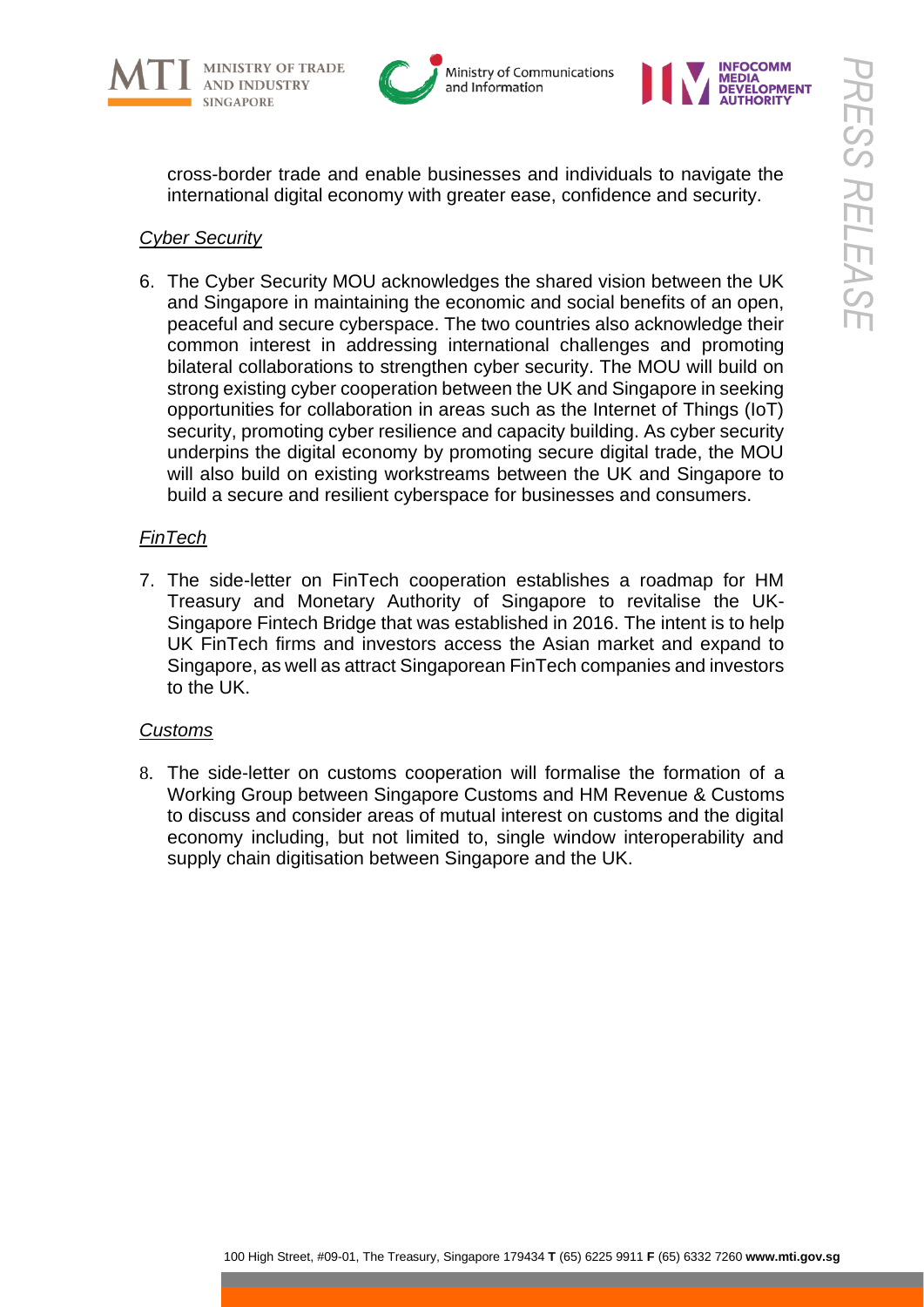cross-border trade and enable businesses and individuals to navigate the international digital economy with greater ease, confidence and security.

*Cyber Security*

6. The Cyber Security MOU acknowledges the shared vision between the UK and Singapore in maintaining the economic and social benefits of an open, peaceful and secure cyberspace. The two countries also acknowledge their common interest in addressing international challenges and promoting bilateral collaborations to strengthen cyber security. The MOU will build on strong existing cyber cooperation between the UK and Singapore in seeking opportunities for collaboration in areas such as the Internet of Things (IoT) security, promoting cyber resilience and capacity building. As cyber security underpins the digital economy by promoting secure digital trade, the MOU will also build on existing workstreams between the UK and Singapore to build a secure and resilient cyberspace for businesses and consumers.

*FinTech*

7. The side-letter on FinTech cooperation establishes a roadmap for HM Treasury and Monetary Authority of Singapore to revitalise the UK-Singapore Fintech Bridge that was established in 2016. The intent is to help UK FinTech firms and investors access the Asian market and expand to Singapore, as well as attract Singaporean FinTech companies and investors to the UK.

*Customs*

8. The side-letter on customs cooperation will formalise the formation of a Working Group between Singapore Customs and HM Revenue & Customs to discuss and consider areas of mutual interest on customs and the digital economy including, but not limited to, single window interoperability and supply chain digitisation between Singapore and the UK.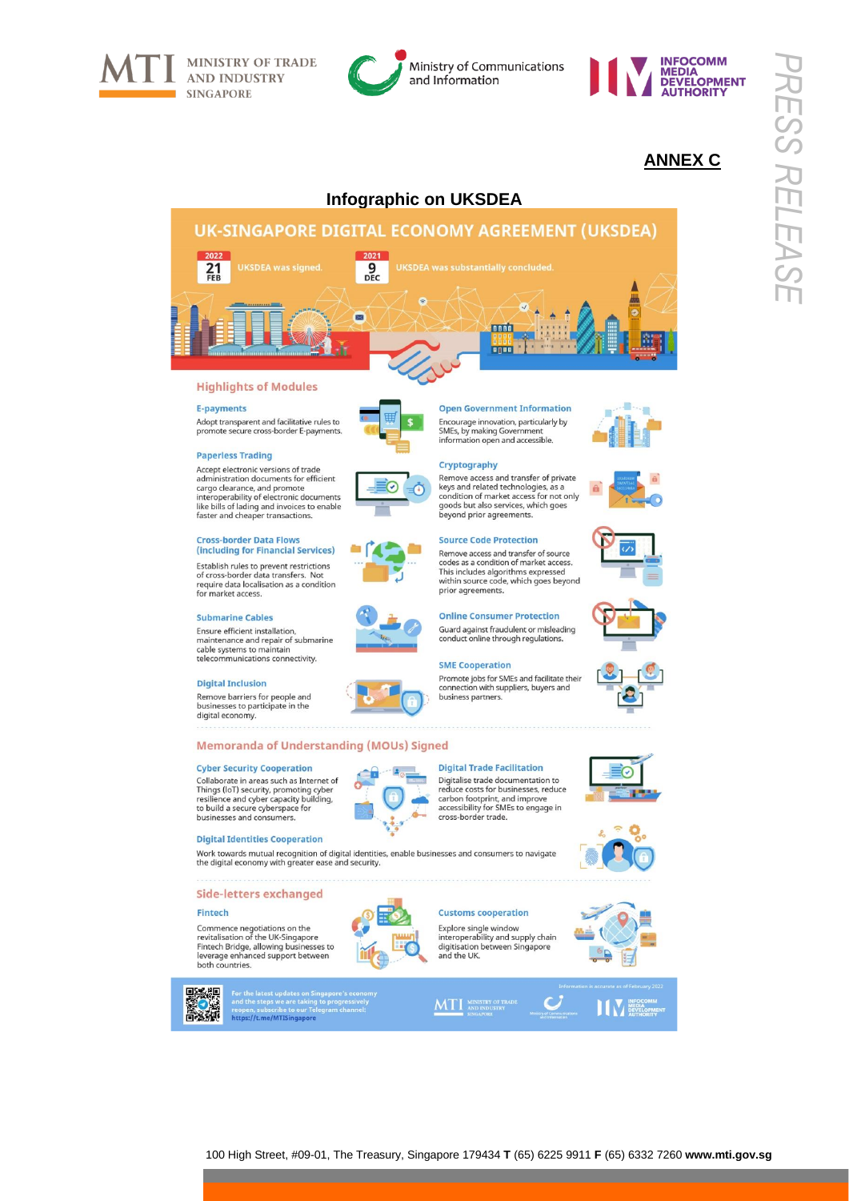## ANNEX C

### Infographic on UKSDEA

# UK-SINGAPORE DIGITAL ECONOMY AGREEMENT (UKSDEA)

**2022 21 FEB** UKSDEA was signed.

**2021 9 DEC** UKSDEA was substantially concluded.

## Highlights of Modules

**E-payments**

Adopt transparent and facilitative rules to promote secure cross-border E-payments.

**Paperless Trading**

Accept electronic versions of trade administration documents for efficient cargo clearance, and promote interoperability of electronic documents like bills of lading and invoices to enable faster and cheaper transactions.

**Cross-border Data Flows (including for Financial Services)**

Establish rules to prevent restrictions of cross-border data transfers. Not require data localisation as a condition for market access.

**Submarine Cables**

Ensure efficient installation, maintenance and repair of submarine cable systems to maintain telecommunications connectivity.

**Digital Inclusion**

Remove barriers for people and businesses to participate in the digital economy.

**Open Government Information**

Encourage innovation, particularly by SMEs, by making Government information open and accessible.

**Cryptography**

Remove access and transfer of private keys and related technologies, as a condition of market access for not only goods but also services, which goes beyond prior agreements.

**Source Code Protection**

Remove access and transfer of source codes as a condition of market access. This includes algorithms expressed within source code, which goes beyond prior agreements.

**Online Consumer Protection**

Guard against fraudulent or misleading conduct online through regulations.

**SME Cooperation**

Promote jobs for SMEs and facilitate their connection with suppliers, buyers and business partners.

## Memoranda of Understanding (MOUs) Signed

**Cyber Security Cooperation**

Collaborate in areas such as Internet of Things (IoT) security, promoting cyber resilience and cyber capacity building, to build a secure cyberspace for businesses and consumers.

**Digital Trade Facilitation**

Digitalise trade documentation to reduce costs for businesses, reduce carbon footprint, and improve accessibility for SMEs to engage in cross-border trade.

**Digital Identities Cooperation**

Work towards mutual recognition of digital identities, enable businesses and consumers to navigate the digital economy with greater ease and security.

## Side-letters exchanged

**Fintech**

Commence negotiations on the revitalisation of the UK-Singapore Fintech Bridge, allowing businesses to leverage enhanced support between both countries.

**Customs cooperation**

Explore single window interoperability and supply chain digitisation between Singapore and the UK.

For the latest updates on Singapore's economy and the steps we are taking to progressively reopen, subscribe to our Telegram channel: https://t.me/MTISingapore

Information is accurate as of February 2022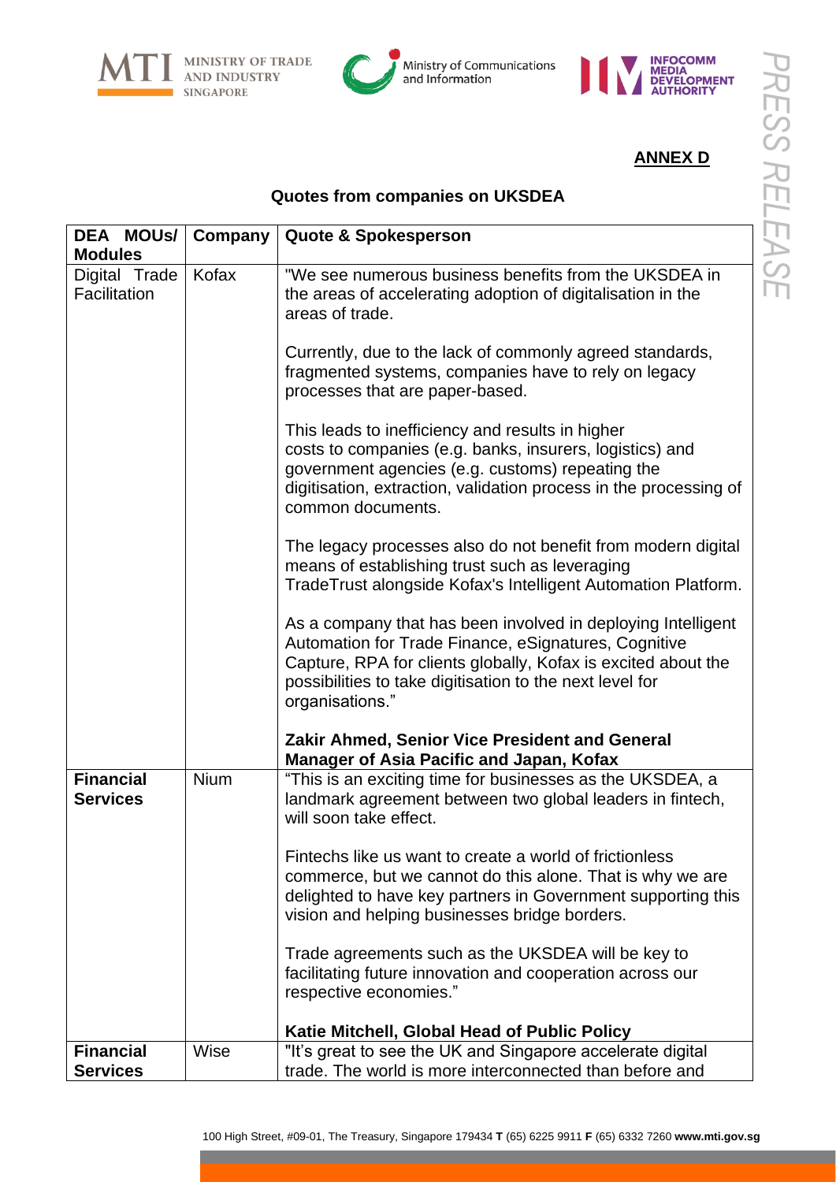**ANNEX D**

## Quotes from companies on UKSDEA

| DEA MOUs/ Modules | Company | Quote & Spokesperson |
|---|---|---|
| Digital Trade Facilitation | Kofax | "We see numerous business benefits from the UKSDEA in the areas of accelerating adoption of digitalisation in the areas of trade.<br><br>Currently, due to the lack of commonly agreed standards, fragmented systems, companies have to rely on legacy processes that are paper-based.<br><br>This leads to inefficiency and results in higher costs to companies (e.g. banks, insurers, logistics) and government agencies (e.g. customs) repeating the digitisation, extraction, validation process in the processing of common documents.<br><br>The legacy processes also do not benefit from modern digital means of establishing trust such as leveraging TradeTrust alongside Kofax's Intelligent Automation Platform.<br><br>As a company that has been involved in deploying Intelligent Automation for Trade Finance, eSignatures, Cognitive Capture, RPA for clients globally, Kofax is excited about the possibilities to take digitisation to the next level for organisations."<br><br>**Zakir Ahmed, Senior Vice President and General Manager of Asia Pacific and Japan, Kofax** |
| **Financial Services** | Nium | "This is an exciting time for businesses as the UKSDEA, a landmark agreement between two global leaders in fintech, will soon take effect.<br><br>Fintechs like us want to create a world of frictionless commerce, but we cannot do this alone. That is why we are delighted to have key partners in Government supporting this vision and helping businesses bridge borders.<br><br>Trade agreements such as the UKSDEA will be key to facilitating future innovation and cooperation across our respective economies."<br><br>**Katie Mitchell, Global Head of Public Policy** |
| **Financial Services** | Wise | "It's great to see the UK and Singapore accelerate digital trade. The world is more interconnected than before and |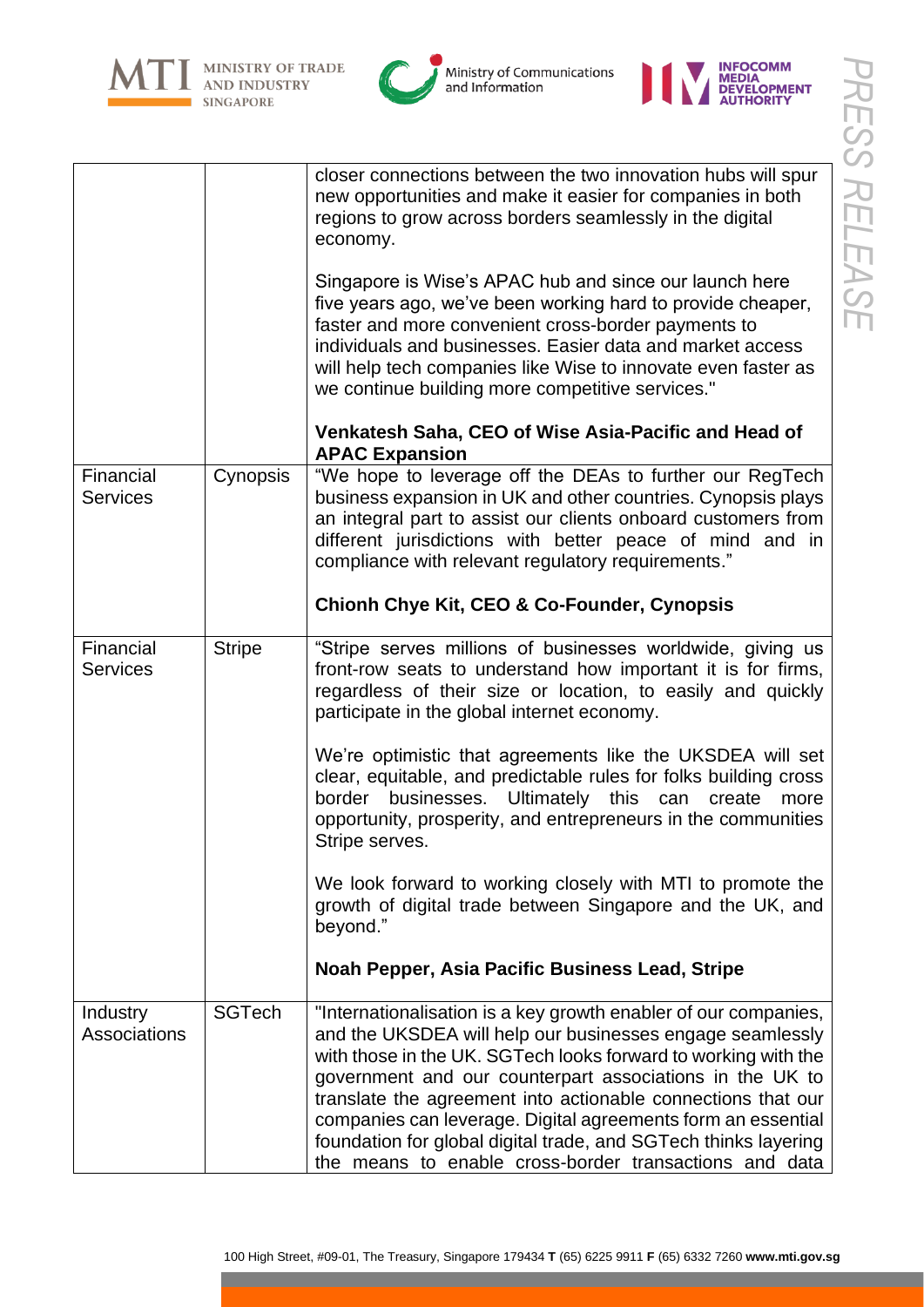| | | |
|---|---|---|
| | | closer connections between the two innovation hubs will spur new opportunities and make it easier for companies in both regions to grow across borders seamlessly in the digital economy.<br><br>Singapore is Wise's APAC hub and since our launch here five years ago, we've been working hard to provide cheaper, faster and more convenient cross-border payments to individuals and businesses. Easier data and market access will help tech companies like Wise to innovate even faster as we continue building more competitive services."<br><br>**Venkatesh Saha, CEO of Wise Asia-Pacific and Head of APAC Expansion** |
| Financial Services | Cynopsis | "We hope to leverage off the DEAs to further our RegTech business expansion in UK and other countries. Cynopsis plays an integral part to assist our clients onboard customers from different jurisdictions with better peace of mind and in compliance with relevant regulatory requirements."<br><br>**Chionh Chye Kit, CEO & Co-Founder, Cynopsis** |
| Financial Services | Stripe | "Stripe serves millions of businesses worldwide, giving us front-row seats to understand how important it is for firms, regardless of their size or location, to easily and quickly participate in the global internet economy.<br><br>We're optimistic that agreements like the UKSDEA will set clear, equitable, and predictable rules for folks building cross border businesses. Ultimately this can create more opportunity, prosperity, and entrepreneurs in the communities Stripe serves.<br><br>We look forward to working closely with MTI to promote the growth of digital trade between Singapore and the UK, and beyond."<br><br>**Noah Pepper, Asia Pacific Business Lead, Stripe** |
| Industry Associations | SGTech | "Internationalisation is a key growth enabler of our companies, and the UKSDEA will help our businesses engage seamlessly with those in the UK. SGTech looks forward to working with the government and our counterpart associations in the UK to translate the agreement into actionable connections that our companies can leverage. Digital agreements form an essential foundation for global digital trade, and SGTech thinks layering the means to enable cross-border transactions and data |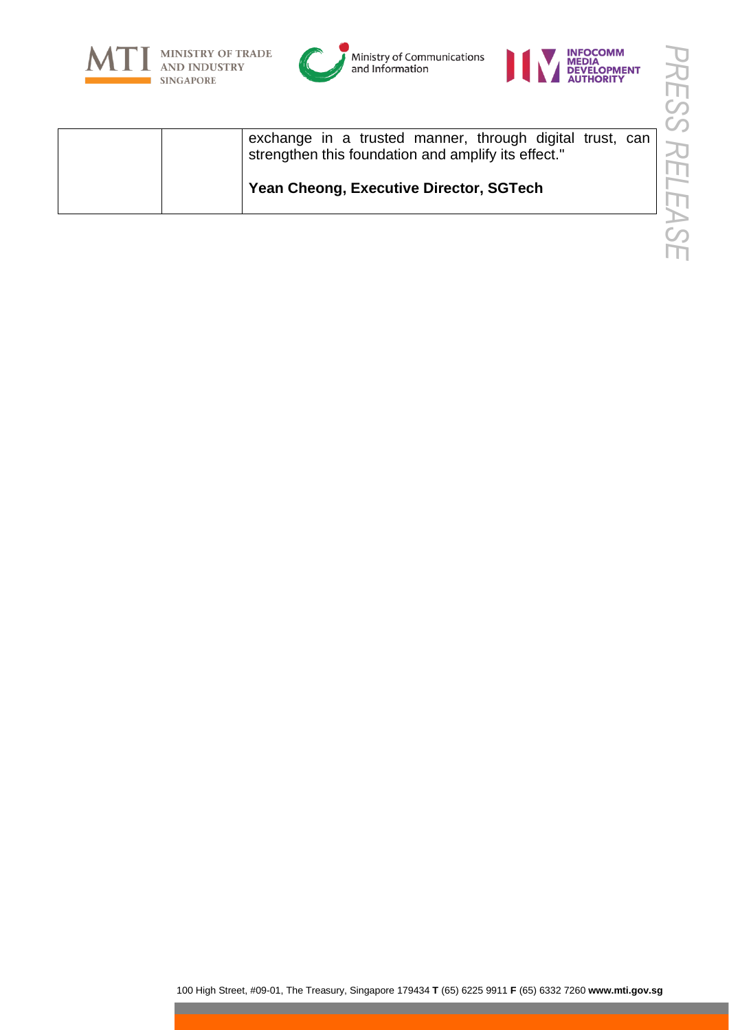| | | |
|---|---|---|
| | | exchange in a trusted manner, through digital trust, can strengthen this foundation and amplify its effect."<br><br>**Yean Cheong, Executive Director, SGTech** |